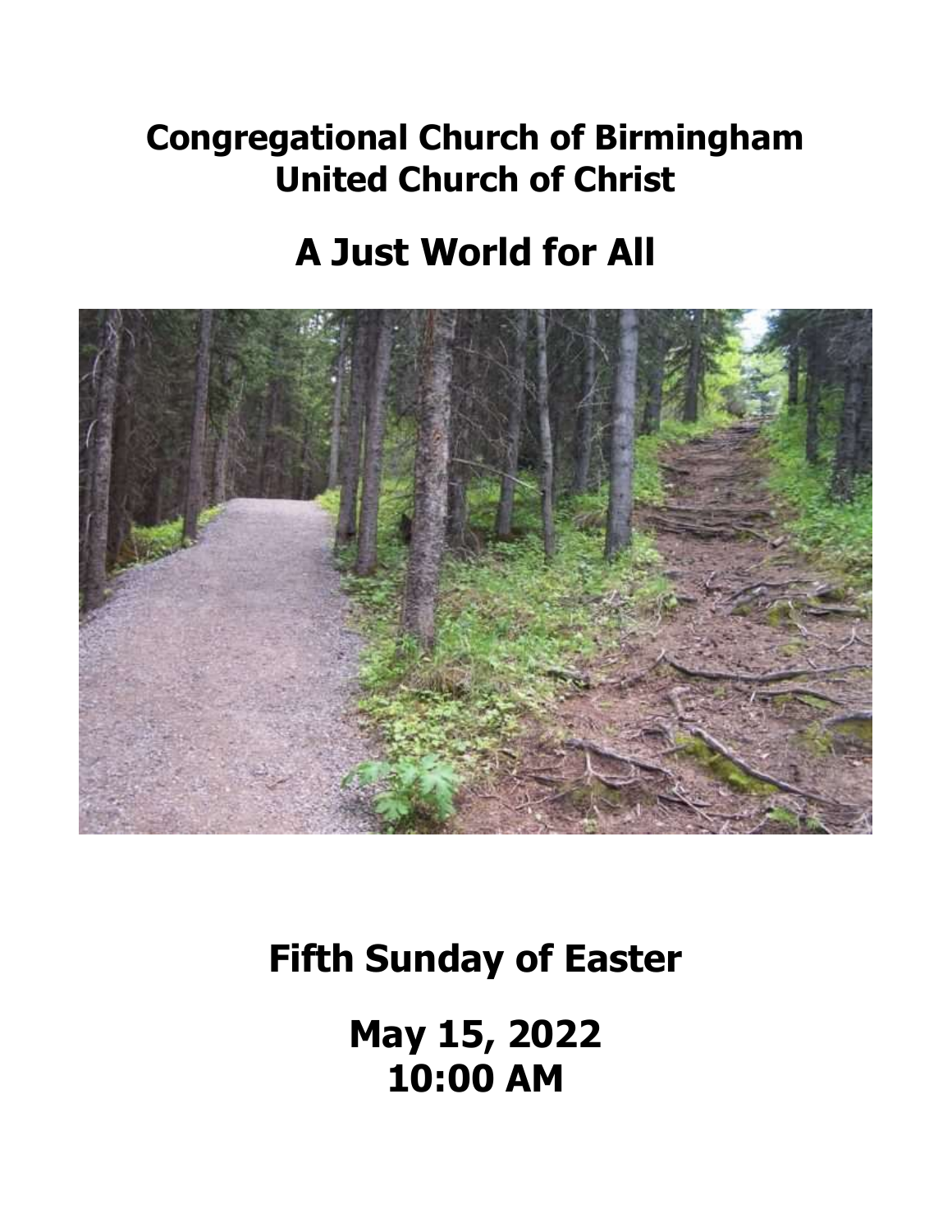# Congregational Church of Birmingham
# United Church of Christ

# A Just World for All

## Fifth Sunday of Easter

## May 15, 2022
## 10:00 AM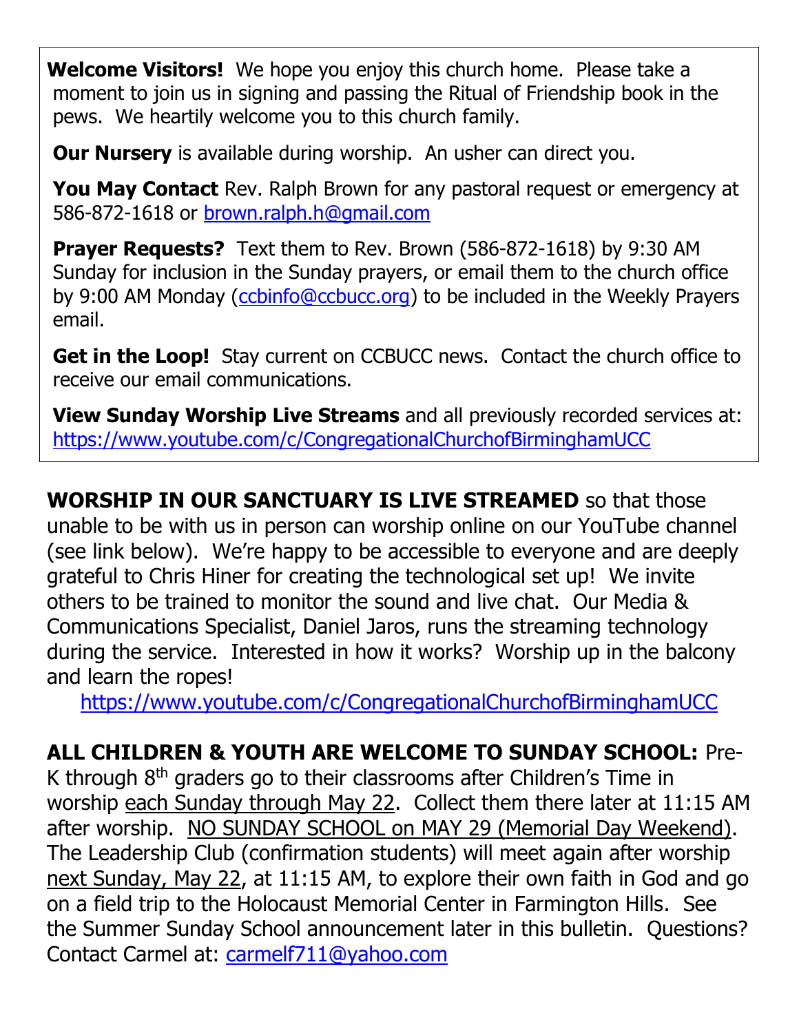**Welcome Visitors!** We hope you enjoy this church home. Please take a moment to join us in signing and passing the Ritual of Friendship book in the pews. We heartily welcome you to this church family.

**Our Nursery** is available during worship. An usher can direct you.

**You May Contact** Rev. Ralph Brown for any pastoral request or emergency at 586-872-1618 or brown.ralph.h@gmail.com

**Prayer Requests?** Text them to Rev. Brown (586-872-1618) by 9:30 AM Sunday for inclusion in the Sunday prayers, or email them to the church office by 9:00 AM Monday (ccbinfo@ccbucc.org) to be included in the Weekly Prayers email.

**Get in the Loop!** Stay current on CCBUCC news. Contact the church office to receive our email communications.

**View Sunday Worship Live Streams** and all previously recorded services at: https://www.youtube.com/c/CongregationalChurchofBirminghamUCC

**WORSHIP IN OUR SANCTUARY IS LIVE STREAMED** so that those unable to be with us in person can worship online on our YouTube channel (see link below). We're happy to be accessible to everyone and are deeply grateful to Chris Hiner for creating the technological set up! We invite others to be trained to monitor the sound and live chat. Our Media & Communications Specialist, Daniel Jaros, runs the streaming technology during the service. Interested in how it works? Worship up in the balcony and learn the ropes!

https://www.youtube.com/c/CongregationalChurchofBirminghamUCC

**ALL CHILDREN & YOUTH ARE WELCOME TO SUNDAY SCHOOL:** Pre-K through 8th graders go to their classrooms after Children's Time in worship each Sunday through May 22. Collect them there later at 11:15 AM after worship. NO SUNDAY SCHOOL on MAY 29 (Memorial Day Weekend). The Leadership Club (confirmation students) will meet again after worship next Sunday, May 22, at 11:15 AM, to explore their own faith in God and go on a field trip to the Holocaust Memorial Center in Farmington Hills. See the Summer Sunday School announcement later in this bulletin. Questions? Contact Carmel at: carmelf711@yahoo.com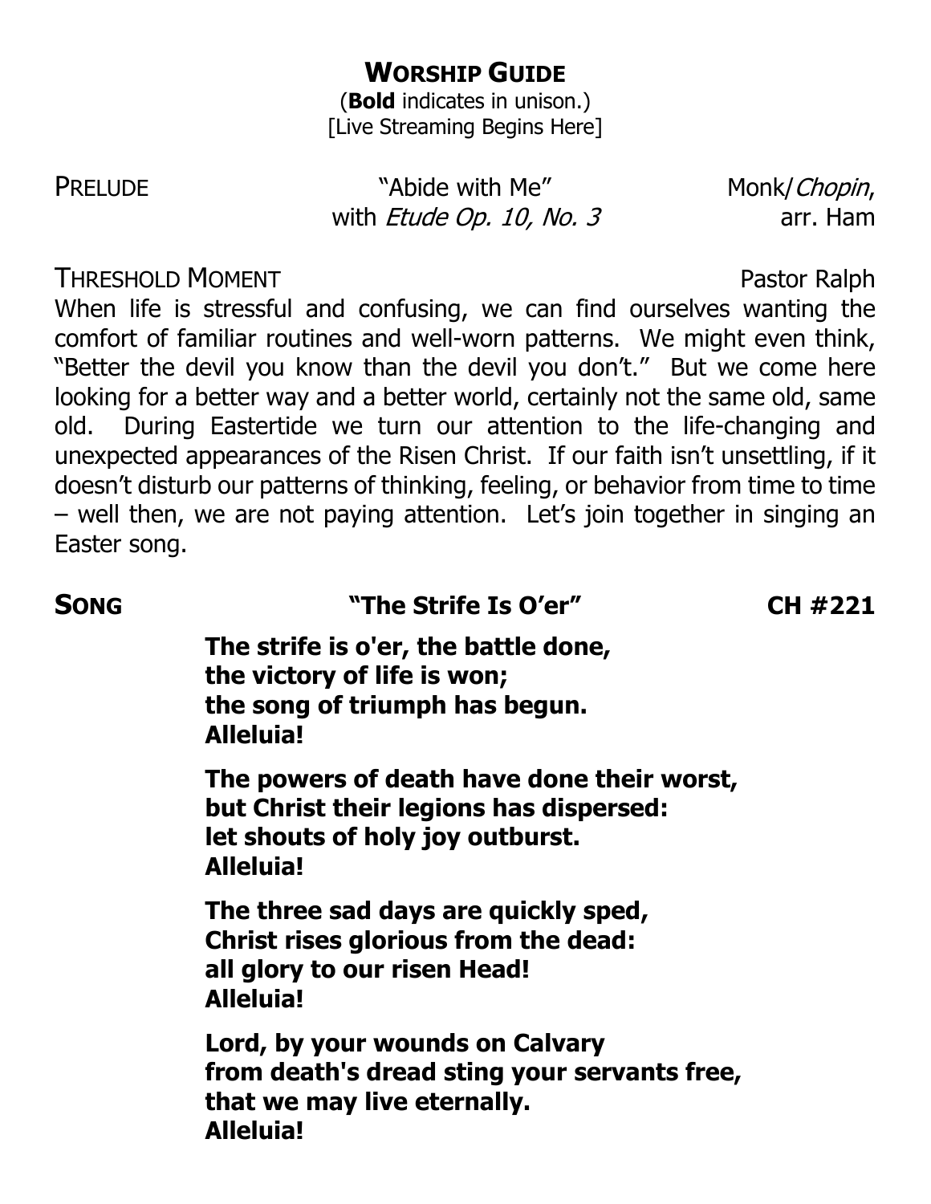## **WORSHIP GUIDE**

(**Bold** indicates in unison.)
[Live Streaming Begins Here]

PRELUDE — "Abide with Me" with *Etude Op. 10, No. 3* — Monk/*Chopin*, arr. Ham

THRESHOLD MOMENT — Pastor Ralph

When life is stressful and confusing, we can find ourselves wanting the comfort of familiar routines and well-worn patterns. We might even think, "Better the devil you know than the devil you don't." But we come here looking for a better way and a better world, certainly not the same old, same old. During Eastertide we turn our attention to the life-changing and unexpected appearances of the Risen Christ. If our faith isn't unsettling, if it doesn't disturb our patterns of thinking, feeling, or behavior from time to time – well then, we are not paying attention. Let's join together in singing an Easter song.

**SONG — "The Strife Is O'er" — CH #221**

**The strife is o'er, the battle done,**
**the victory of life is won;**
**the song of triumph has begun.**
**Alleluia!**

**The powers of death have done their worst,**
**but Christ their legions has dispersed:**
**let shouts of holy joy outburst.**
**Alleluia!**

**The three sad days are quickly sped,**
**Christ rises glorious from the dead:**
**all glory to our risen Head!**
**Alleluia!**

**Lord, by your wounds on Calvary**
**from death's dread sting your servants free,**
**that we may live eternally.**
**Alleluia!**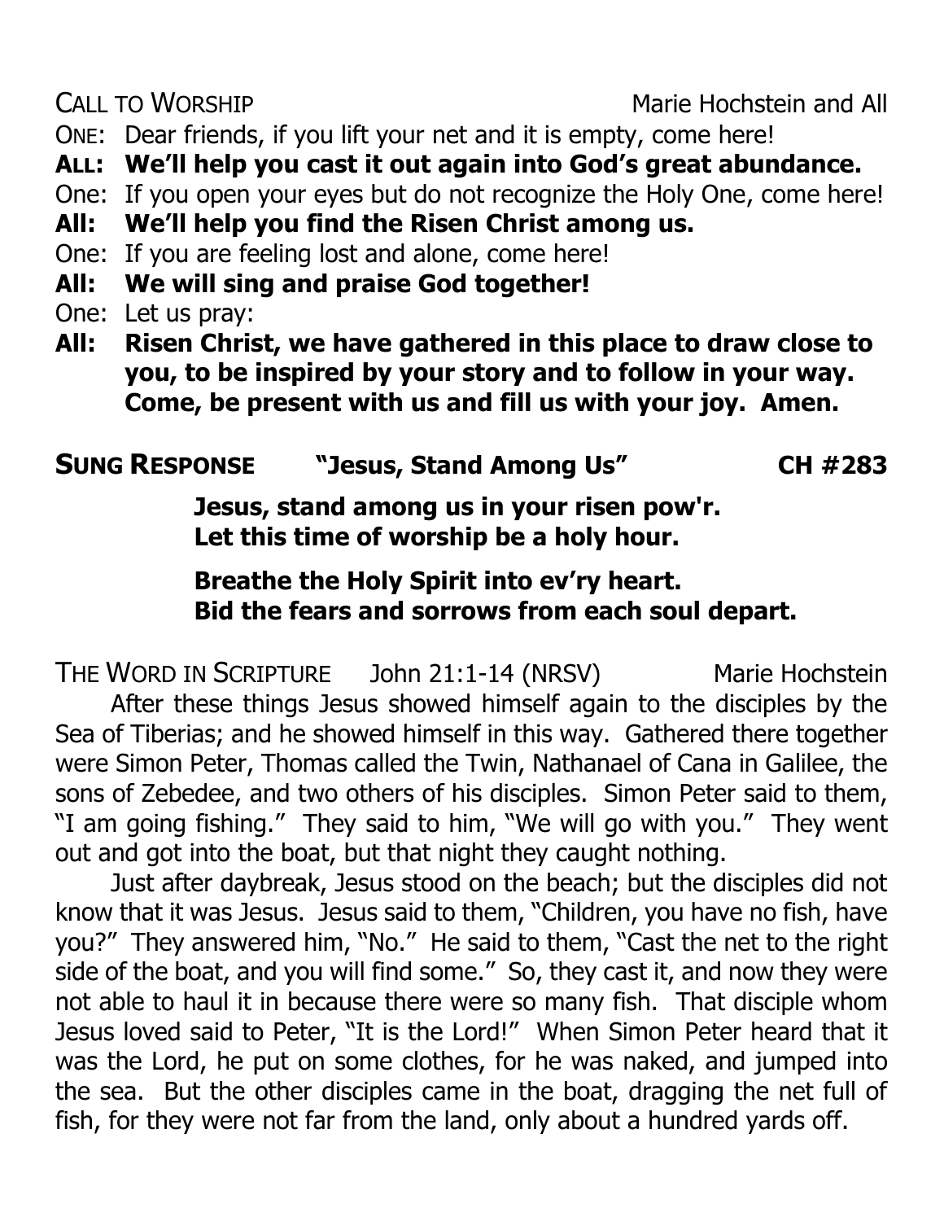CALL TO WORSHIP Marie Hochstein and All

ONE: Dear friends, if you lift your net and it is empty, come here!

**ALL: We'll help you cast it out again into God's great abundance.**

One: If you open your eyes but do not recognize the Holy One, come here!

**All: We'll help you find the Risen Christ among us.**

One: If you are feeling lost and alone, come here!

**All: We will sing and praise God together!**

One: Let us pray:

**All: Risen Christ, we have gathered in this place to draw close to you, to be inspired by your story and to follow in your way. Come, be present with us and fill us with your joy. Amen.**

**SUNG RESPONSE "Jesus, Stand Among Us" CH #283**

**Jesus, stand among us in your risen pow'r.**
**Let this time of worship be a holy hour.**

**Breathe the Holy Spirit into ev'ry heart.**
**Bid the fears and sorrows from each soul depart.**

THE WORD IN SCRIPTURE John 21:1-14 (NRSV) Marie Hochstein

After these things Jesus showed himself again to the disciples by the Sea of Tiberias; and he showed himself in this way. Gathered there together were Simon Peter, Thomas called the Twin, Nathanael of Cana in Galilee, the sons of Zebedee, and two others of his disciples. Simon Peter said to them, "I am going fishing." They said to him, "We will go with you." They went out and got into the boat, but that night they caught nothing.

Just after daybreak, Jesus stood on the beach; but the disciples did not know that it was Jesus. Jesus said to them, "Children, you have no fish, have you?" They answered him, "No." He said to them, "Cast the net to the right side of the boat, and you will find some." So, they cast it, and now they were not able to haul it in because there were so many fish. That disciple whom Jesus loved said to Peter, "It is the Lord!" When Simon Peter heard that it was the Lord, he put on some clothes, for he was naked, and jumped into the sea. But the other disciples came in the boat, dragging the net full of fish, for they were not far from the land, only about a hundred yards off.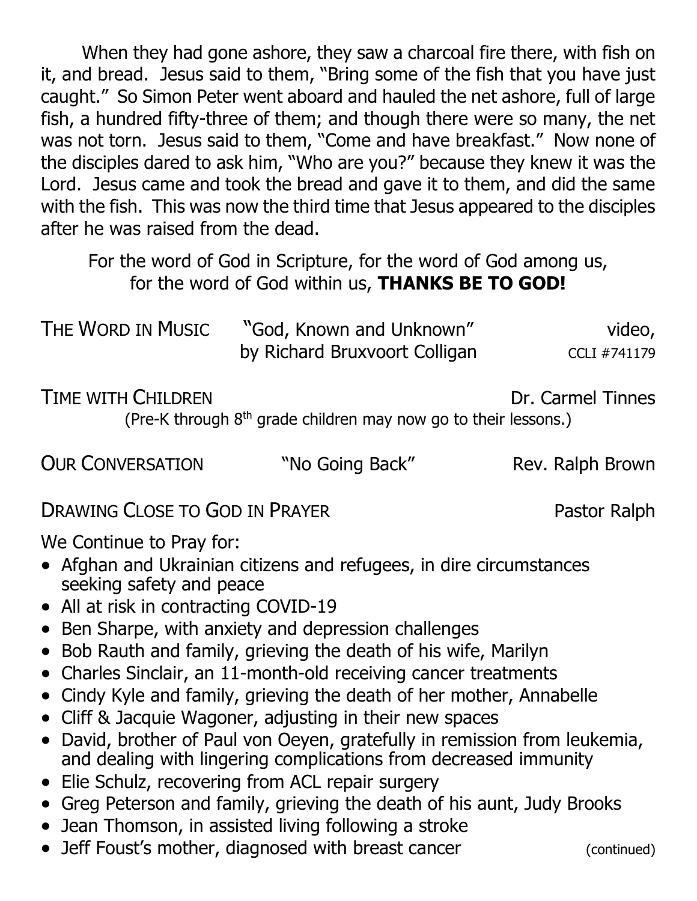When they had gone ashore, they saw a charcoal fire there, with fish on it, and bread. Jesus said to them, "Bring some of the fish that you have just caught." So Simon Peter went aboard and hauled the net ashore, full of large fish, a hundred fifty-three of them; and though there were so many, the net was not torn. Jesus said to them, "Come and have breakfast." Now none of the disciples dared to ask him, "Who are you?" because they knew it was the Lord. Jesus came and took the bread and gave it to them, and did the same with the fish. This was now the third time that Jesus appeared to the disciples after he was raised from the dead.

For the word of God in Scripture, for the word of God among us, for the word of God within us, **THANKS BE TO GOD!**

THE WORD IN MUSIC "God, Known and Unknown" by Richard Bruxvoort Colligan — video, CCLI #741179

TIME WITH CHILDREN — Dr. Carmel Tinnes

(Pre-K through 8th grade children may now go to their lessons.)

OUR CONVERSATION "No Going Back" — Rev. Ralph Brown

DRAWING CLOSE TO GOD IN PRAYER — Pastor Ralph

We Continue to Pray for:

- Afghan and Ukrainian citizens and refugees, in dire circumstances seeking safety and peace
- All at risk in contracting COVID-19
- Ben Sharpe, with anxiety and depression challenges
- Bob Rauth and family, grieving the death of his wife, Marilyn
- Charles Sinclair, an 11-month-old receiving cancer treatments
- Cindy Kyle and family, grieving the death of her mother, Annabelle
- Cliff & Jacquie Wagoner, adjusting in their new spaces
- David, brother of Paul von Oeyen, gratefully in remission from leukemia, and dealing with lingering complications from decreased immunity
- Elie Schulz, recovering from ACL repair surgery
- Greg Peterson and family, grieving the death of his aunt, Judy Brooks
- Jean Thomson, in assisted living following a stroke
- Jeff Foust's mother, diagnosed with breast cancer

(continued)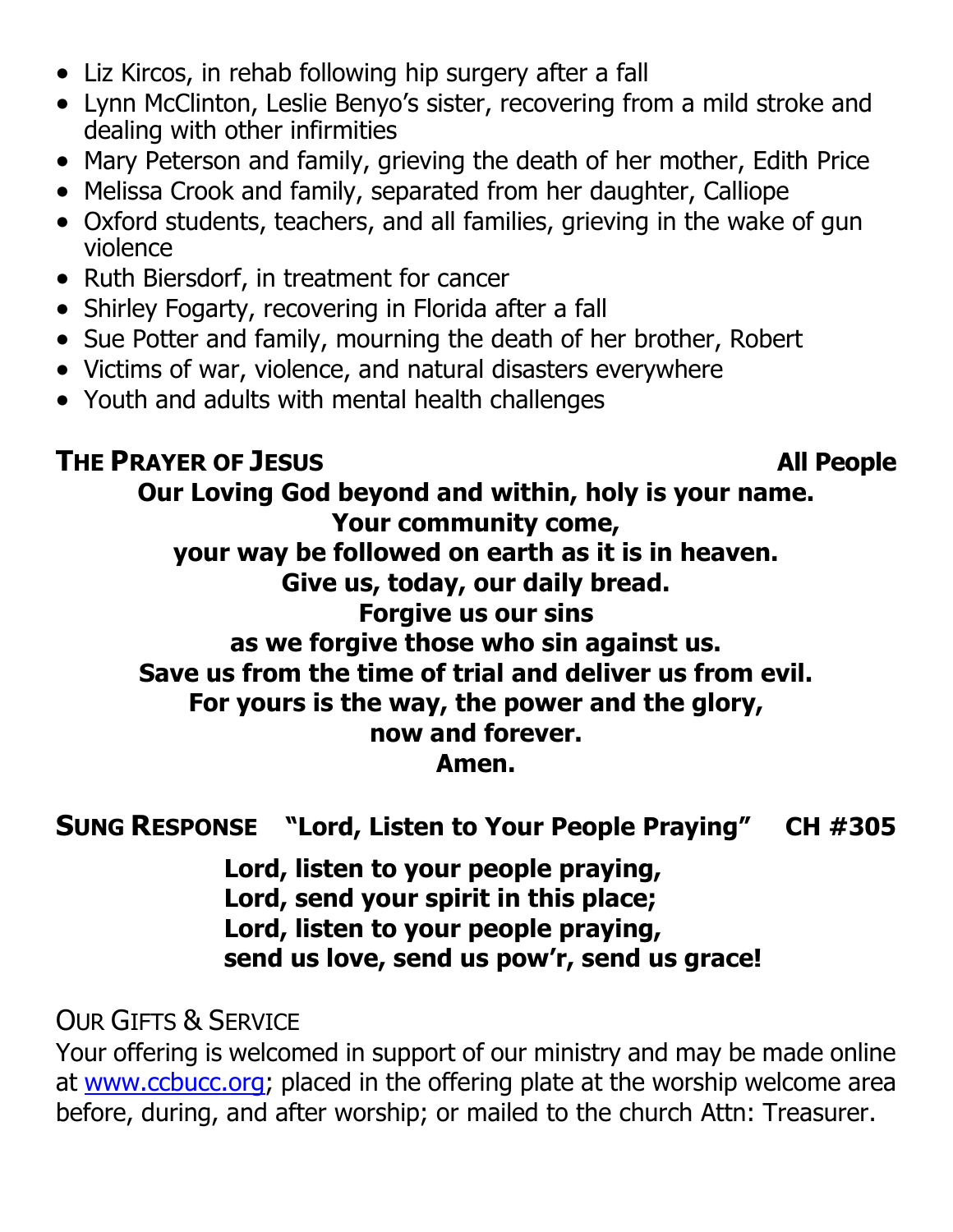- Liz Kircos, in rehab following hip surgery after a fall
- Lynn McClinton, Leslie Benyo's sister, recovering from a mild stroke and dealing with other infirmities
- Mary Peterson and family, grieving the death of her mother, Edith Price
- Melissa Crook and family, separated from her daughter, Calliope
- Oxford students, teachers, and all families, grieving in the wake of gun violence
- Ruth Biersdorf, in treatment for cancer
- Shirley Fogarty, recovering in Florida after a fall
- Sue Potter and family, mourning the death of her brother, Robert
- Victims of war, violence, and natural disasters everywhere
- Youth and adults with mental health challenges

**THE PRAYER OF JESUS** **All People**

**Our Loving God beyond and within, holy is your name.**
**Your community come,**
**your way be followed on earth as it is in heaven.**
**Give us, today, our daily bread.**
**Forgive us our sins**
**as we forgive those who sin against us.**
**Save us from the time of trial and deliver us from evil.**
**For yours is the way, the power and the glory,**
**now and forever.**
**Amen.**

**SUNG RESPONSE "Lord, Listen to Your People Praying" CH #305**

**Lord, listen to your people praying,**
**Lord, send your spirit in this place;**
**Lord, listen to your people praying,**
**send us love, send us pow'r, send us grace!**

OUR GIFTS & SERVICE

Your offering is welcomed in support of our ministry and may be made online at www.ccbucc.org; placed in the offering plate at the worship welcome area before, during, and after worship; or mailed to the church Attn: Treasurer.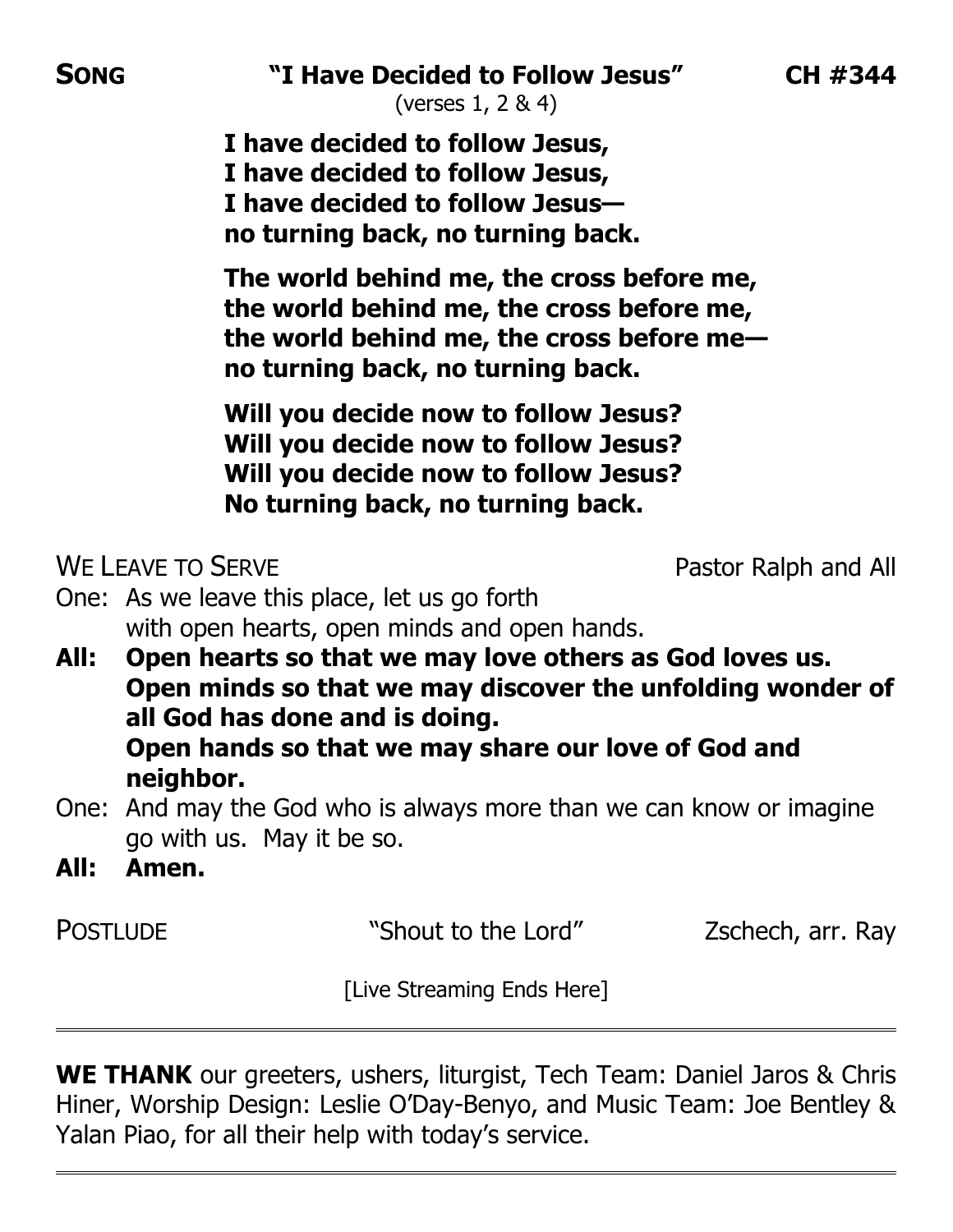**SONG** **"I Have Decided to Follow Jesus"** **CH #344**
(verses 1, 2 & 4)

**I have decided to follow Jesus,**
**I have decided to follow Jesus,**
**I have decided to follow Jesus—**
**no turning back, no turning back.**

**The world behind me, the cross before me,**
**the world behind me, the cross before me,**
**the world behind me, the cross before me—**
**no turning back, no turning back.**

**Will you decide now to follow Jesus?**
**Will you decide now to follow Jesus?**
**Will you decide now to follow Jesus?**
**No turning back, no turning back.**

WE LEAVE TO SERVE Pastor Ralph and All

One: As we leave this place, let us go forth
with open hearts, open minds and open hands.

**All: Open hearts so that we may love others as God loves us.**
**Open minds so that we may discover the unfolding wonder of all God has done and is doing.**
**Open hands so that we may share our love of God and neighbor.**

One: And may the God who is always more than we can know or imagine go with us. May it be so.

**All: Amen.**

POSTLUDE "Shout to the Lord" Zschech, arr. Ray

[Live Streaming Ends Here]

---

**WE THANK** our greeters, ushers, liturgist, Tech Team: Daniel Jaros & Chris Hiner, Worship Design: Leslie O'Day-Benyo, and Music Team: Joe Bentley & Yalan Piao, for all their help with today's service.

---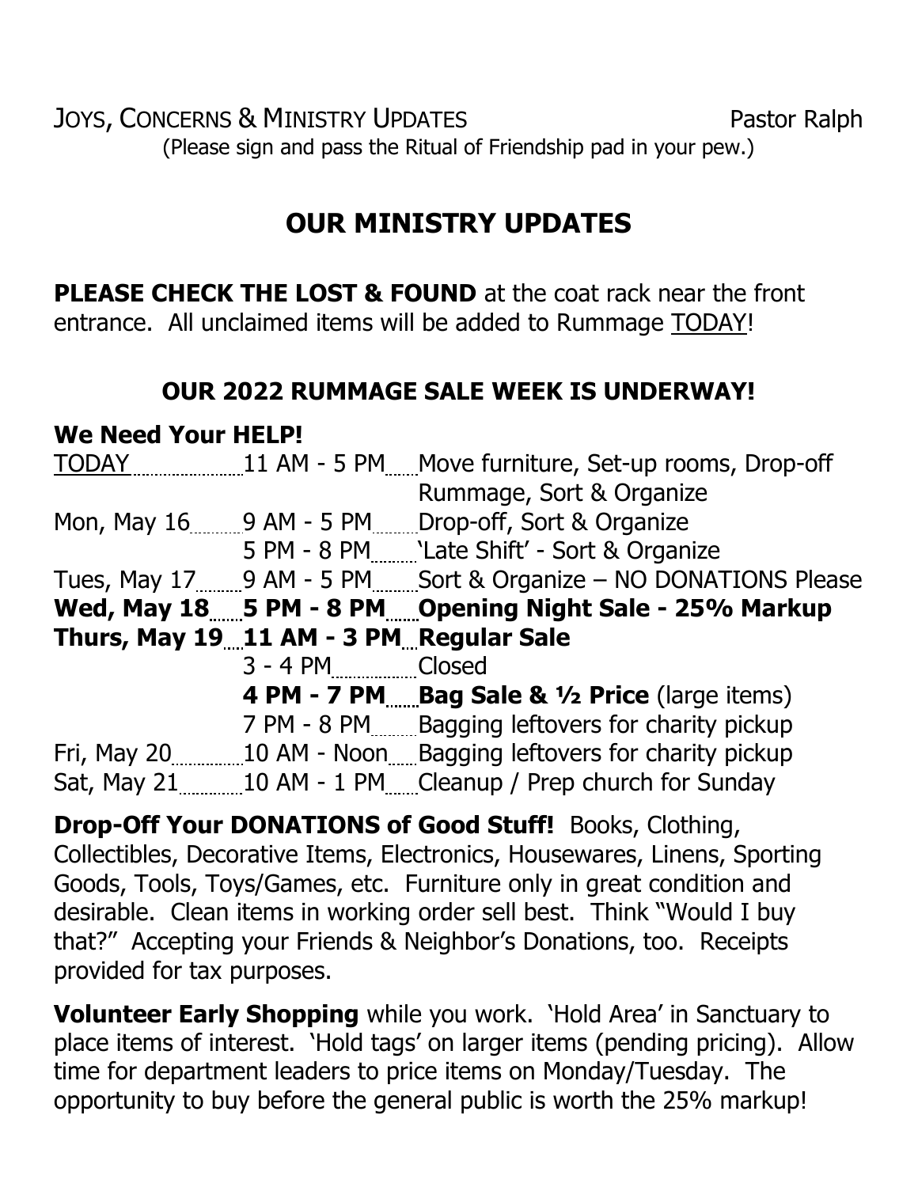JOYS, CONCERNS & MINISTRY UPDATES Pastor Ralph

(Please sign and pass the Ritual of Friendship pad in your pew.)

## OUR MINISTRY UPDATES

**PLEASE CHECK THE LOST & FOUND** at the coat rack near the front entrance. All unclaimed items will be added to Rummage TODAY!

### OUR 2022 RUMMAGE SALE WEEK IS UNDERWAY!

**We Need Your HELP!**

| Day | Time | Activity |
|---|---|---|
| TODAY | 11 AM - 5 PM | Move furniture, Set-up rooms, Drop-off Rummage, Sort & Organize |
| Mon, May 16 | 9 AM - 5 PM | Drop-off, Sort & Organize |
| | 5 PM - 8 PM | 'Late Shift' - Sort & Organize |
| Tues, May 17 | 9 AM - 5 PM | Sort & Organize – NO DONATIONS Please |
| **Wed, May 18** | **5 PM - 8 PM** | **Opening Night Sale - 25% Markup** |
| **Thurs, May 19** | **11 AM - 3 PM** | **Regular Sale** |
| | 3 - 4 PM | Closed |
| | **4 PM - 7 PM** | **Bag Sale & ½ Price** (large items) |
| | 7 PM - 8 PM | Bagging leftovers for charity pickup |
| Fri, May 20 | 10 AM - Noon | Bagging leftovers for charity pickup |
| Sat, May 21 | 10 AM - 1 PM | Cleanup / Prep church for Sunday |

**Drop-Off Your DONATIONS of Good Stuff!** Books, Clothing, Collectibles, Decorative Items, Electronics, Housewares, Linens, Sporting Goods, Tools, Toys/Games, etc. Furniture only in great condition and desirable. Clean items in working order sell best. Think "Would I buy that?" Accepting your Friends & Neighbor's Donations, too. Receipts provided for tax purposes.

**Volunteer Early Shopping** while you work. 'Hold Area' in Sanctuary to place items of interest. 'Hold tags' on larger items (pending pricing). Allow time for department leaders to price items on Monday/Tuesday. The opportunity to buy before the general public is worth the 25% markup!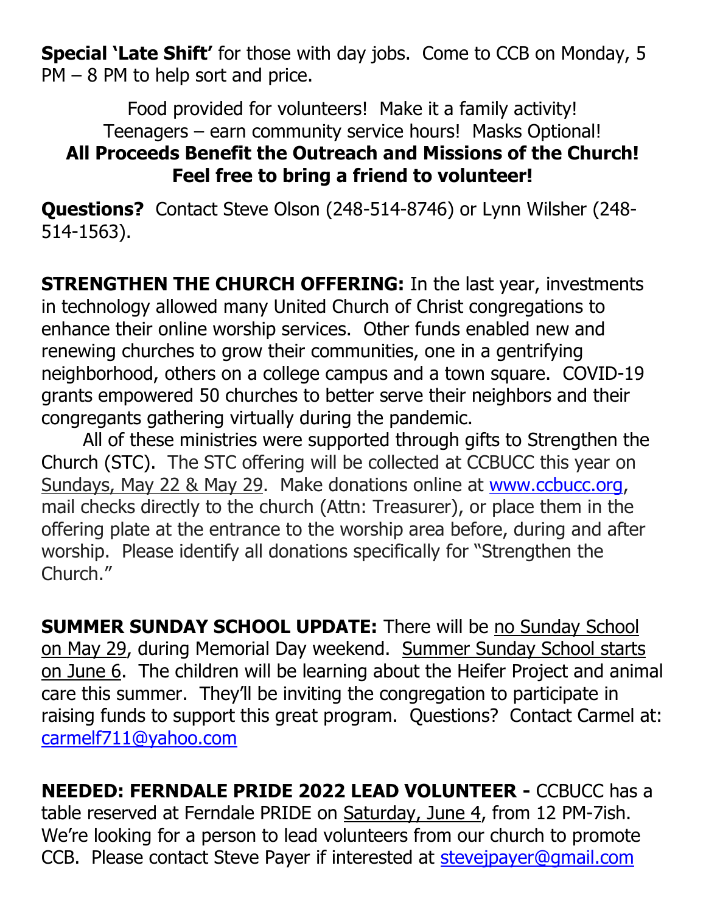**Special 'Late Shift'** for those with day jobs. Come to CCB on Monday, 5 PM – 8 PM to help sort and price.

Food provided for volunteers! Make it a family activity!
Teenagers – earn community service hours! Masks Optional!
**All Proceeds Benefit the Outreach and Missions of the Church!**
**Feel free to bring a friend to volunteer!**

**Questions?** Contact Steve Olson (248-514-8746) or Lynn Wilsher (248-514-1563).

**STRENGTHEN THE CHURCH OFFERING:** In the last year, investments in technology allowed many United Church of Christ congregations to enhance their online worship services. Other funds enabled new and renewing churches to grow their communities, one in a gentrifying neighborhood, others on a college campus and a town square. COVID-19 grants empowered 50 churches to better serve their neighbors and their congregants gathering virtually during the pandemic.

All of these ministries were supported through gifts to Strengthen the Church (STC). The STC offering will be collected at CCBUCC this year on Sundays, May 22 & May 29. Make donations online at [www.ccbucc.org](http://www.ccbucc.org), mail checks directly to the church (Attn: Treasurer), or place them in the offering plate at the entrance to the worship area before, during and after worship. Please identify all donations specifically for "Strengthen the Church."

**SUMMER SUNDAY SCHOOL UPDATE:** There will be no Sunday School on May 29, during Memorial Day weekend. Summer Sunday School starts on June 6. The children will be learning about the Heifer Project and animal care this summer. They'll be inviting the congregation to participate in raising funds to support this great program. Questions? Contact Carmel at: [carmelf711@yahoo.com](mailto:carmelf711@yahoo.com)

**NEEDED: FERNDALE PRIDE 2022 LEAD VOLUNTEER -** CCBUCC has a table reserved at Ferndale PRIDE on Saturday, June 4, from 12 PM-7ish. We're looking for a person to lead volunteers from our church to promote CCB. Please contact Steve Payer if interested at [stevejpayer@gmail.com](mailto:stevejpayer@gmail.com)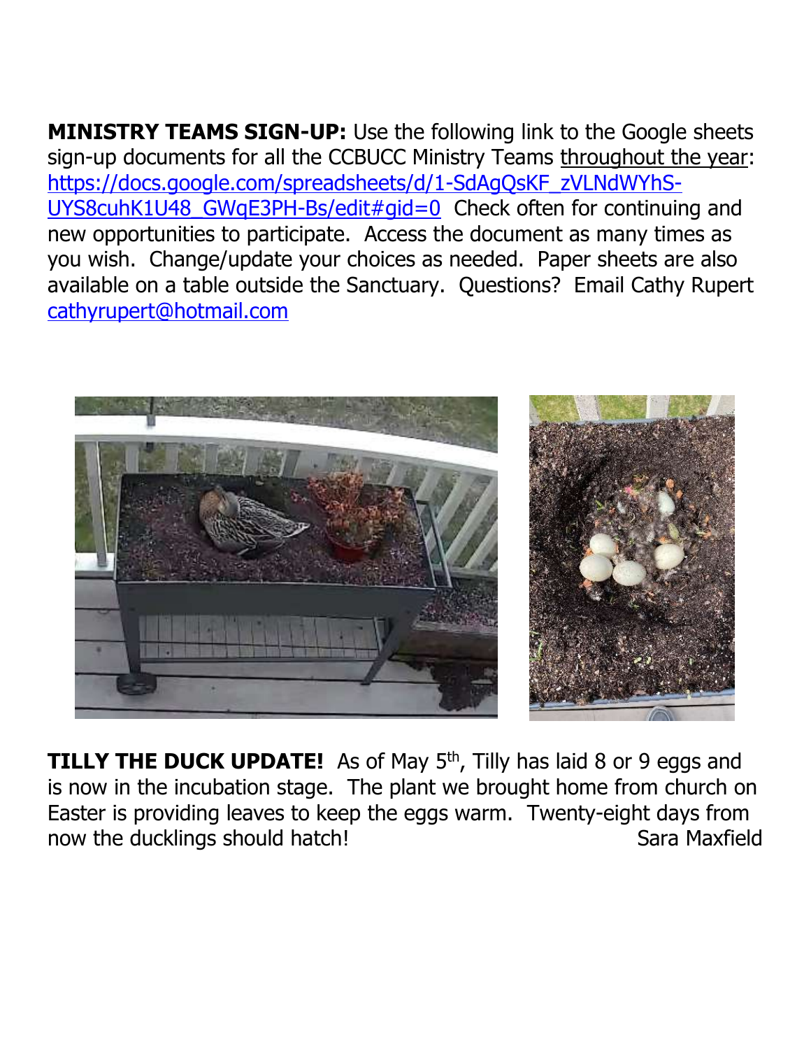**MINISTRY TEAMS SIGN-UP:** Use the following link to the Google sheets sign-up documents for all the CCBUCC Ministry Teams throughout the year: https://docs.google.com/spreadsheets/d/1-SdAgQsKF_zVLNdWYhS-UYS8cuhK1U48_GWqE3PH-Bs/edit#gid=0 Check often for continuing and new opportunities to participate. Access the document as many times as you wish. Change/update your choices as needed. Paper sheets are also available on a table outside the Sanctuary. Questions? Email Cathy Rupert cathyrupert@hotmail.com

**TILLY THE DUCK UPDATE!** As of May 5th, Tilly has laid 8 or 9 eggs and is now in the incubation stage. The plant we brought home from church on Easter is providing leaves to keep the eggs warm. Twenty-eight days from now the ducklings should hatch! Sara Maxfield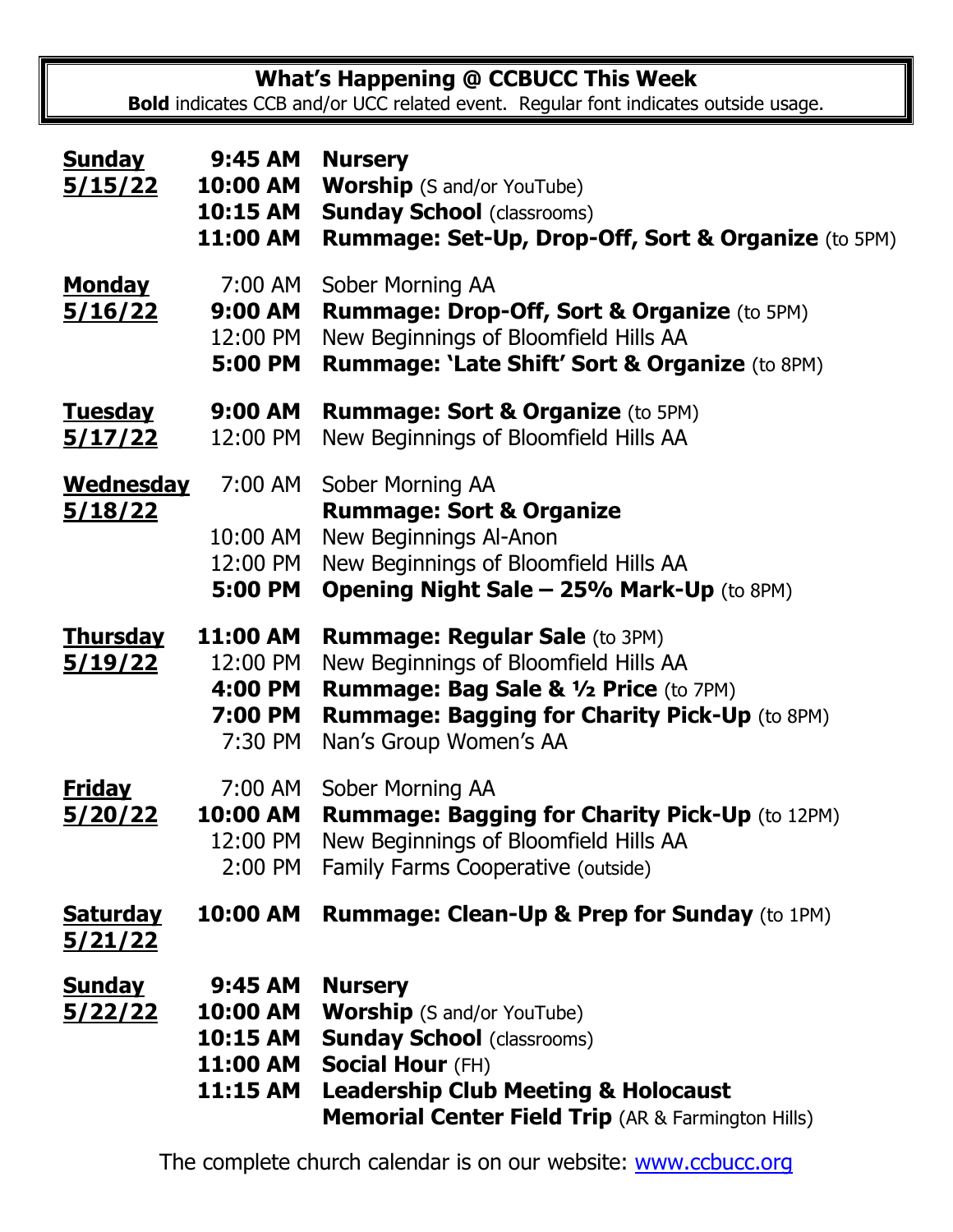## What's Happening @ CCBUCC This Week

**Bold** indicates CCB and/or UCC related event. Regular font indicates outside usage.

| Day | Time | Event |
|---|---|---|
| **Sunday 5/15/22** | **9:45 AM** | **Nursery** |
| | **10:00 AM** | **Worship** (S and/or YouTube) |
| | **10:15 AM** | **Sunday School** (classrooms) |
| | **11:00 AM** | **Rummage: Set-Up, Drop-Off, Sort & Organize** (to 5PM) |
| **Monday 5/16/22** | 7:00 AM | Sober Morning AA |
| | **9:00 AM** | **Rummage: Drop-Off, Sort & Organize** (to 5PM) |
| | 12:00 PM | New Beginnings of Bloomfield Hills AA |
| | **5:00 PM** | **Rummage: 'Late Shift' Sort & Organize** (to 8PM) |
| **Tuesday 5/17/22** | **9:00 AM** | **Rummage: Sort & Organize** (to 5PM) |
| | 12:00 PM | New Beginnings of Bloomfield Hills AA |
| **Wednesday 5/18/22** | 7:00 AM | Sober Morning AA |
| | | **Rummage: Sort & Organize** |
| | 10:00 AM | New Beginnings Al-Anon |
| | 12:00 PM | New Beginnings of Bloomfield Hills AA |
| | **5:00 PM** | **Opening Night Sale – 25% Mark-Up** (to 8PM) |
| **Thursday 5/19/22** | **11:00 AM** | **Rummage: Regular Sale** (to 3PM) |
| | 12:00 PM | New Beginnings of Bloomfield Hills AA |
| | **4:00 PM** | **Rummage: Bag Sale & ½ Price** (to 7PM) |
| | **7:00 PM** | **Rummage: Bagging for Charity Pick-Up** (to 8PM) |
| | 7:30 PM | Nan's Group Women's AA |
| **Friday 5/20/22** | 7:00 AM | Sober Morning AA |
| | **10:00 AM** | **Rummage: Bagging for Charity Pick-Up** (to 12PM) |
| | 12:00 PM | New Beginnings of Bloomfield Hills AA |
| | 2:00 PM | Family Farms Cooperative (outside) |
| **Saturday 5/21/22** | **10:00 AM** | **Rummage: Clean-Up & Prep for Sunday** (to 1PM) |
| **Sunday 5/22/22** | **9:45 AM** | **Nursery** |
| | **10:00 AM** | **Worship** (S and/or YouTube) |
| | **10:15 AM** | **Sunday School** (classrooms) |
| | **11:00 AM** | **Social Hour** (FH) |
| | **11:15 AM** | **Leadership Club Meeting & Holocaust Memorial Center Field Trip** (AR & Farmington Hills) |

The complete church calendar is on our website: www.ccbucc.org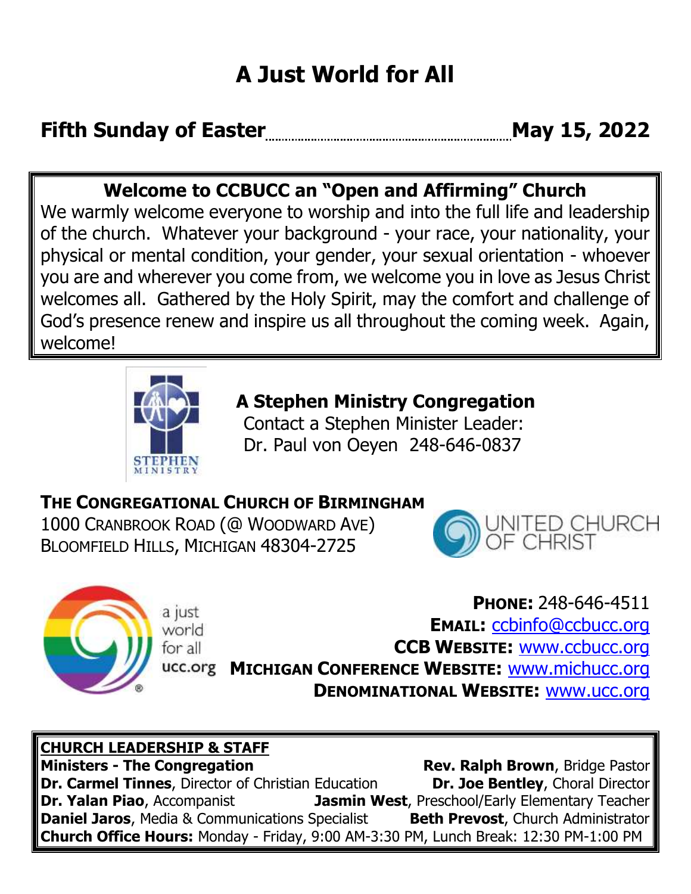# A Just World for All

## Fifth Sunday of Easter ........................................................................ May 15, 2022

**Welcome to CCBUCC an "Open and Affirming" Church**

We warmly welcome everyone to worship and into the full life and leadership of the church. Whatever your background - your race, your nationality, your physical or mental condition, your gender, your sexual orientation - whoever you are and wherever you come from, we welcome you in love as Jesus Christ welcomes all. Gathered by the Holy Spirit, may the comfort and challenge of God's presence renew and inspire us all throughout the coming week. Again, welcome!

STEPHEN MINISTRY

**A Stephen Ministry Congregation**
Contact a Stephen Minister Leader:
Dr. Paul von Oeyen 248-646-0837

**THE CONGREGATIONAL CHURCH OF BIRMINGHAM**
1000 CRANBROOK ROAD (@ WOODWARD AVE)
BLOOMFIELD HILLS, MICHIGAN 48304-2725

UNITED CHURCH OF CHRIST

a just world for all
ucc.org

**PHONE:** 248-646-4511
**EMAIL:** ccbinfo@ccbucc.org
**CCB WEBSITE:** www.ccbucc.org
**MICHIGAN CONFERENCE WEBSITE:** www.michucc.org
**DENOMINATIONAL WEBSITE:** www.ucc.org

**CHURCH LEADERSHIP & STAFF**

**Ministers - The Congregation**
**Rev. Ralph Brown**, Bridge Pastor
**Dr. Carmel Tinnes**, Director of Christian Education
**Dr. Joe Bentley**, Choral Director
**Dr. Yalan Piao**, Accompanist
**Jasmin West**, Preschool/Early Elementary Teacher
**Daniel Jaros**, Media & Communications Specialist
**Beth Prevost**, Church Administrator
**Church Office Hours:** Monday - Friday, 9:00 AM-3:30 PM, Lunch Break: 12:30 PM-1:00 PM